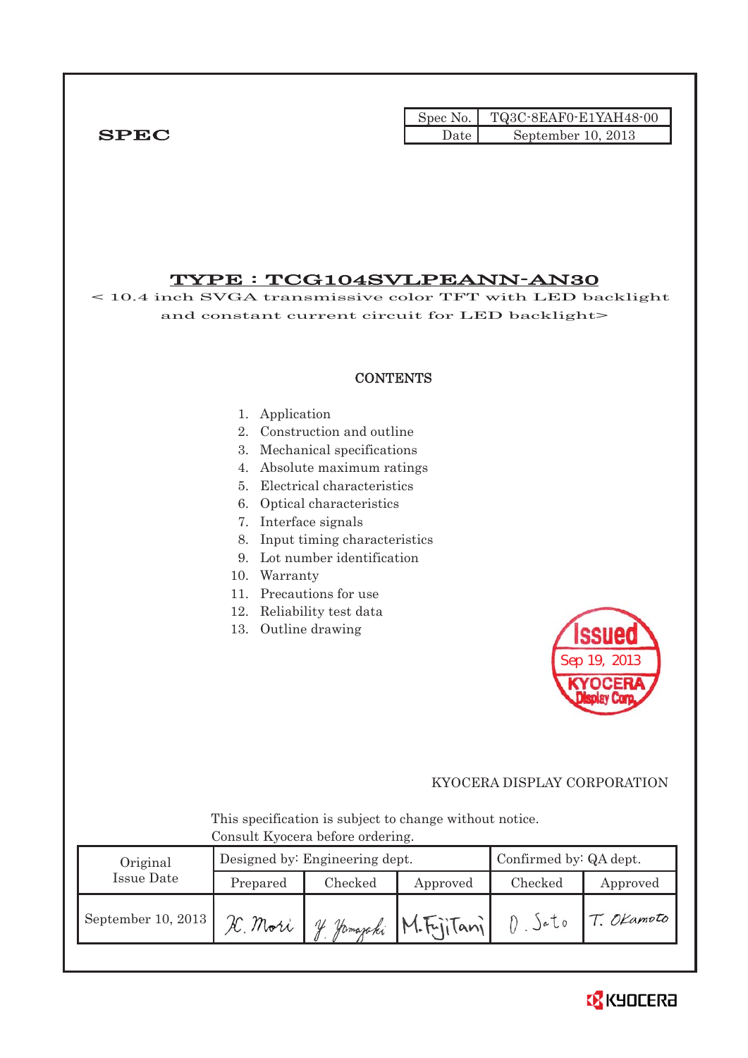**SPEC**

| Spec No. | TQ3C-8EAF0-E1YAH48-00 |
|---|---|
| Date | September 10, 2013 |

# TYPE : TCG104SVLPEANN-AN30

< 10.4 inch SVGA transmissive color TFT with LED backlight and constant current circuit for LED backlight>

## CONTENTS

1. Application
2. Construction and outline
3. Mechanical specifications
4. Absolute maximum ratings
5. Electrical characteristics
6. Optical characteristics
7. Interface signals
8. Input timing characteristics
9. Lot number identification
10. Warranty
11. Precautions for use
12. Reliability test data
13. Outline drawing

Issued
Sep 19, 2013
KYOCERA Display Corp.

KYOCERA DISPLAY CORPORATION

This specification is subject to change without notice.
Consult Kyocera before ordering.

| Original Issue Date | Designed by: Engineering dept. | | | Confirmed by: QA dept. | |
|---|---|---|---|---|---|
| | Prepared | Checked | Approved | Checked | Approved |
| September 10, 2013 | H. Mori | Y. Yamazaki | M. Fujitani | O. Sato | T. Okamoto |

KYOCERA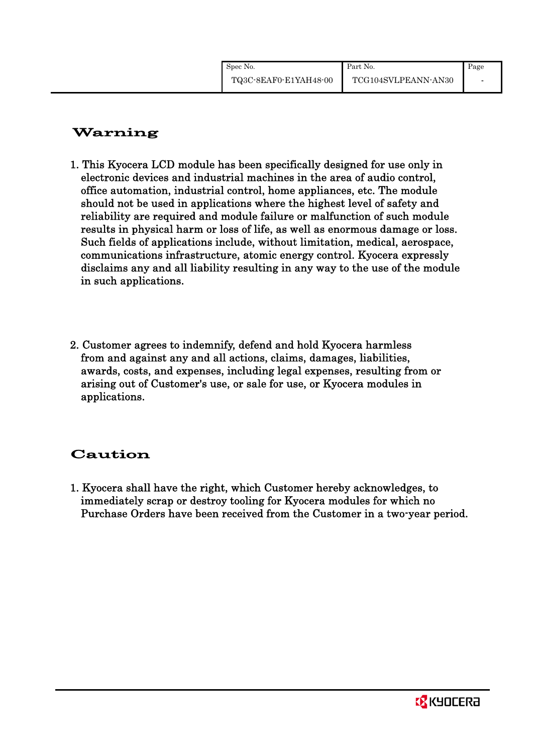## Warning

1. This Kyocera LCD module has been specifically designed for use only in electronic devices and industrial machines in the area of audio control, office automation, industrial control, home appliances, etc. The module should not be used in applications where the highest level of safety and reliability are required and module failure or malfunction of such module results in physical harm or loss of life, as well as enormous damage or loss. Such fields of applications include, without limitation, medical, aerospace, communications infrastructure, atomic energy control. Kyocera expressly disclaims any and all liability resulting in any way to the use of the module in such applications.

2. Customer agrees to indemnify, defend and hold Kyocera harmless from and against any and all actions, claims, damages, liabilities, awards, costs, and expenses, including legal expenses, resulting from or arising out of Customer's use, or sale for use, or Kyocera modules in applications.

## Caution

1. Kyocera shall have the right, which Customer hereby acknowledges, to immediately scrap or destroy tooling for Kyocera modules for which no Purchase Orders have been received from the Customer in a two-year period.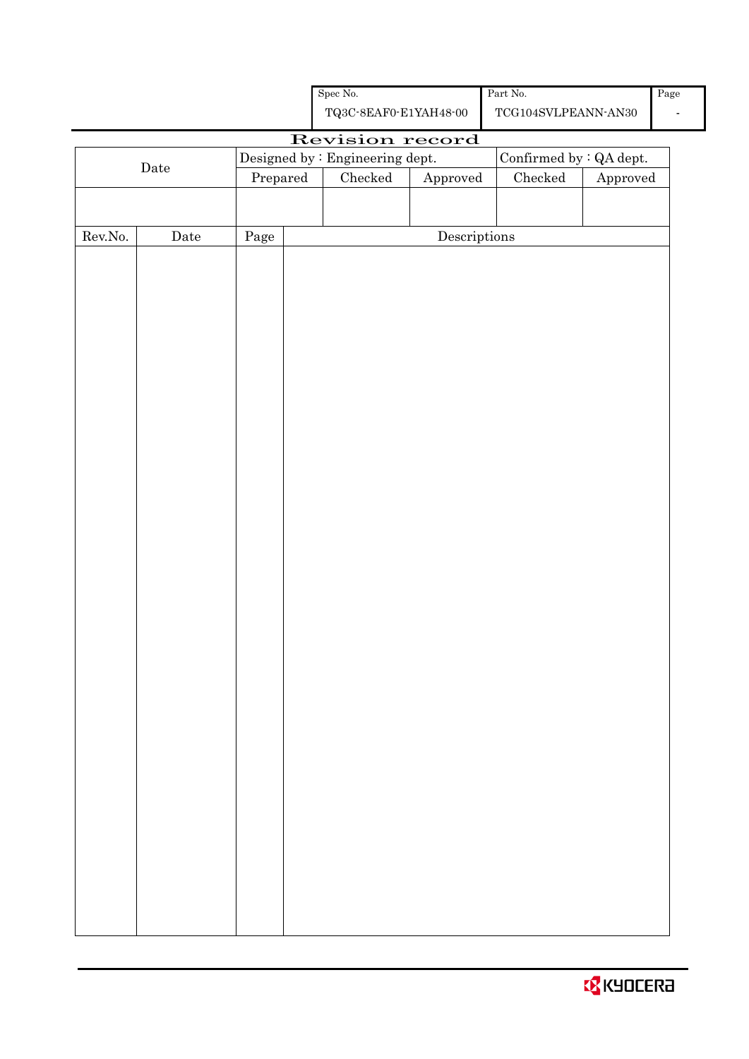| Spec No. | Part No. | Page |
| --- | --- | --- |
| TQ3C-8EAF0-E1YAH48-00 | TCG104SVLPEANN-AN30 | - |

# Revision record

| Date | Designed by : Engineering dept. | | | Confirmed by : QA dept. | |
| --- | --- | --- | --- | --- | --- |
| | Prepared | Checked | Approved | Checked | Approved |
| | | | | | |

| Rev.No. | Date | Page | Descriptions |
| --- | --- | --- | --- |
| | | | |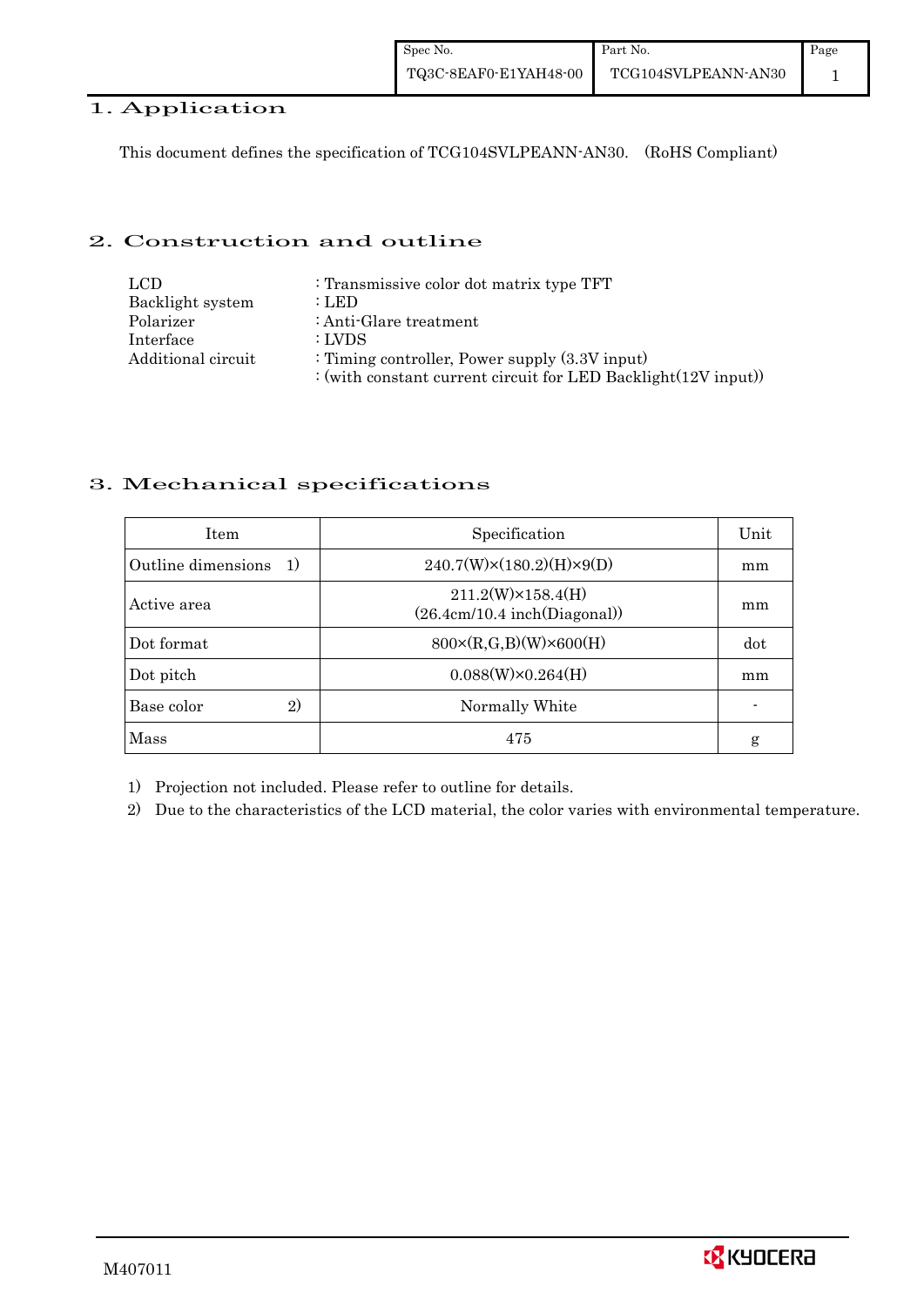## 1. Application

This document defines the specification of TCG104SVLPEANN-AN30. (RoHS Compliant)

## 2. Construction and outline

| | |
|---|---|
| LCD | : Transmissive color dot matrix type TFT |
| Backlight system | : LED |
| Polarizer | : Anti-Glare treatment |
| Interface | : LVDS |
| Additional circuit | : Timing controller, Power supply (3.3V input) |
| | : (with constant current circuit for LED Backlight(12V input)) |

## 3. Mechanical specifications

| Item | Specification | Unit |
|---|---|---|
| Outline dimensions 1) | 240.7(W)×(180.2)(H)×9(D) | mm |
| Active area | 211.2(W)×158.4(H) (26.4cm/10.4 inch(Diagonal)) | mm |
| Dot format | 800×(R,G,B)(W)×600(H) | dot |
| Dot pitch | 0.088(W)×0.264(H) | mm |
| Base color 2) | Normally White | - |
| Mass | 475 | g |

1) Projection not included. Please refer to outline for details.

2) Due to the characteristics of the LCD material, the color varies with environmental temperature.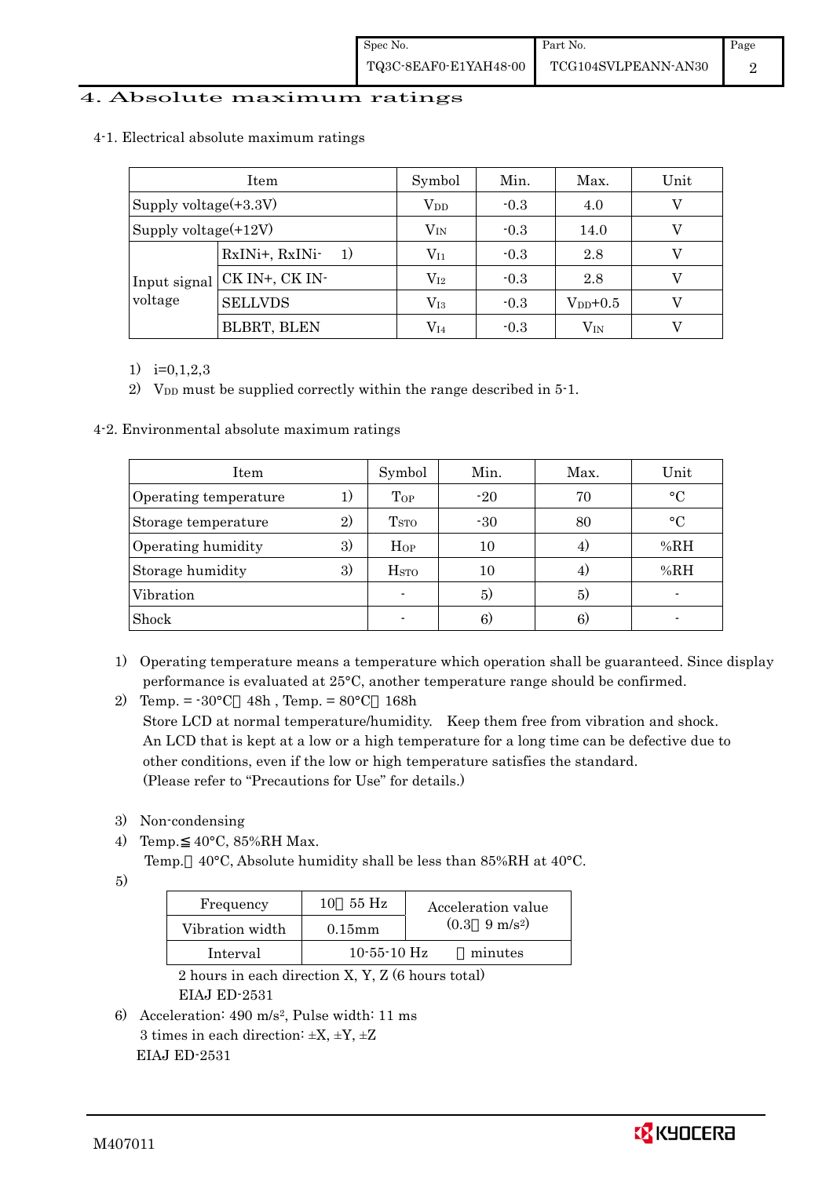# 4. Absolute maximum ratings

4-1. Electrical absolute maximum ratings

| Item | | Symbol | Min. | Max. | Unit |
|---|---|---|---|---|---|
| Supply voltage(+3.3V) | | $V_{DD}$ | -0.3 | 4.0 | V |
| Supply voltage(+12V) | | $V_{IN}$ | -0.3 | 14.0 | V |
| Input signal voltage | RxINi+, RxINi- 1) | $V_{I1}$ | -0.3 | 2.8 | V |
| | CK IN+, CK IN- | $V_{I2}$ | -0.3 | 2.8 | V |
| | SELLVDS | $V_{I3}$ | -0.3 | $V_{DD}$+0.5 | V |
| | BLBRT, BLEN | $V_{I4}$ | -0.3 | $V_{IN}$ | V |

1) i=0,1,2,3
2) $V_{DD}$ must be supplied correctly within the range described in 5-1.

4-2. Environmental absolute maximum ratings

| Item | Symbol | Min. | Max. | Unit |
|---|---|---|---|---|
| Operating temperature 1) | $T_{OP}$ | -20 | 70 | °C |
| Storage temperature 2) | $T_{STO}$ | -30 | 80 | °C |
| Operating humidity 3) | $H_{OP}$ | 10 | 4) | %RH |
| Storage humidity 3) | $H_{STO}$ | 10 | 4) | %RH |
| Vibration | - | 5) | 5) | - |
| Shock | - | 6) | 6) | - |

1) Operating temperature means a temperature which operation shall be guaranteed. Since display performance is evaluated at 25°C, another temperature range should be confirmed.
2) Temp. = -30°C 48h , Temp. = 80°C 168h
   Store LCD at normal temperature/humidity. Keep them free from vibration and shock.
   An LCD that is kept at a low or a high temperature for a long time can be defective due to other conditions, even if the low or high temperature satisfies the standard.
   (Please refer to "Precautions for Use" for details.)
3) Non-condensing
4) Temp.≦ 40°C, 85%RH Max.
   Temp. 40°C, Absolute humidity shall be less than 85%RH at 40°C.
5)

| Frequency | 10 55 Hz | Acceleration value (0.3 9 $m/s^2$) |
|---|---|---|
| Vibration width | 0.15mm | |
| Interval | 10-55-10 Hz minutes | |

   2 hours in each direction X, Y, Z (6 hours total)
   EIAJ ED-2531
6) Acceleration: 490 $m/s^2$, Pulse width: 11 ms
   3 times in each direction: ±X, ±Y, ±Z
   EIAJ ED-2531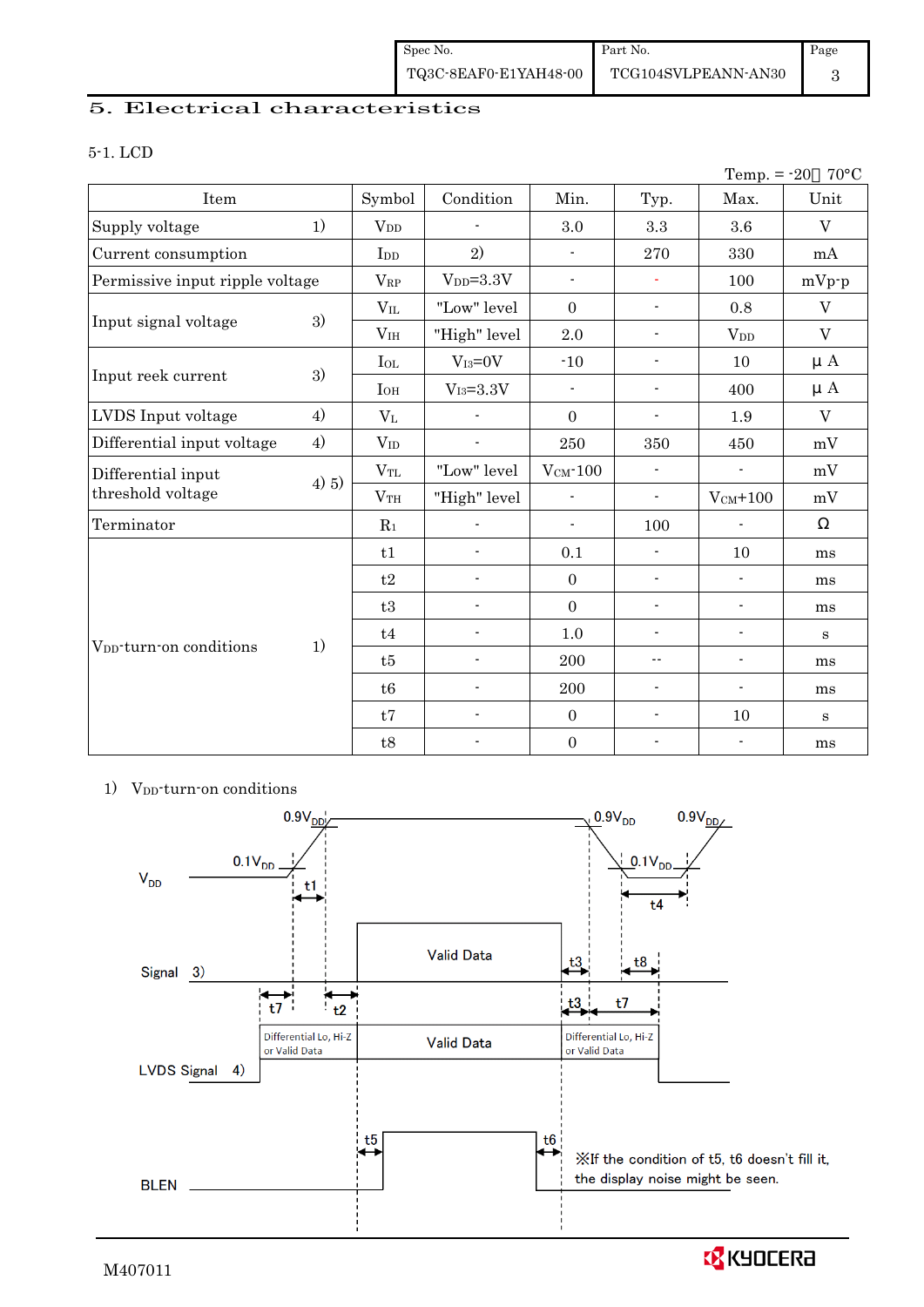## 5. Electrical characteristics

5-1. LCD

Temp. = -20～70°C

| Item | | Symbol | Condition | Min. | Typ. | Max. | Unit |
|---|---|---|---|---|---|---|---|
| Supply voltage | 1) | $V_{DD}$ | - | 3.0 | 3.3 | 3.6 | V |
| Current consumption | | $I_{DD}$ | 2) | - | 270 | 330 | mA |
| Permissive input ripple voltage | | $V_{RP}$ | $V_{DD}$=3.3V | - | - | 100 | mVp-p |
| Input signal voltage | 3) | $V_{IL}$ | "Low" level | 0 | - | 0.8 | V |
| | | $V_{IH}$ | "High" level | 2.0 | - | $V_{DD}$ | V |
| Input reek current | 3) | $I_{OL}$ | $V_{I3}$=0V | -10 | - | 10 | μ A |
| | | $I_{OH}$ | $V_{I3}$=3.3V | - | - | 400 | μ A |
| LVDS Input voltage | 4) | $V_L$ | - | 0 | - | 1.9 | V |
| Differential input voltage | 4) | $V_{ID}$ | - | 250 | 350 | 450 | mV |
| Differential input threshold voltage | 4) 5) | $V_{TL}$ | "Low" level | $V_{CM}$-100 | - | - | mV |
| | | $V_{TH}$ | "High" level | - | - | $V_{CM}$+100 | mV |
| Terminator | | $R_1$ | - | - | 100 | - | Ω |
| $V_{DD}$-turn-on conditions | 1) | t1 | - | 0.1 | - | 10 | ms |
| | | t2 | - | 0 | - | - | ms |
| | | t3 | - | 0 | - | - | ms |
| | | t4 | - | 1.0 | - | - | s |
| | | t5 | - | 200 | -- | - | ms |
| | | t6 | - | 200 | - | - | ms |
| | | t7 | - | 0 | - | 10 | s |
| | | t8 | - | 0 | - | - | ms |

1) $V_{DD}$-turn-on conditions

※If the condition of t5, t6 doesn't fill it, the display noise might be seen.

M407011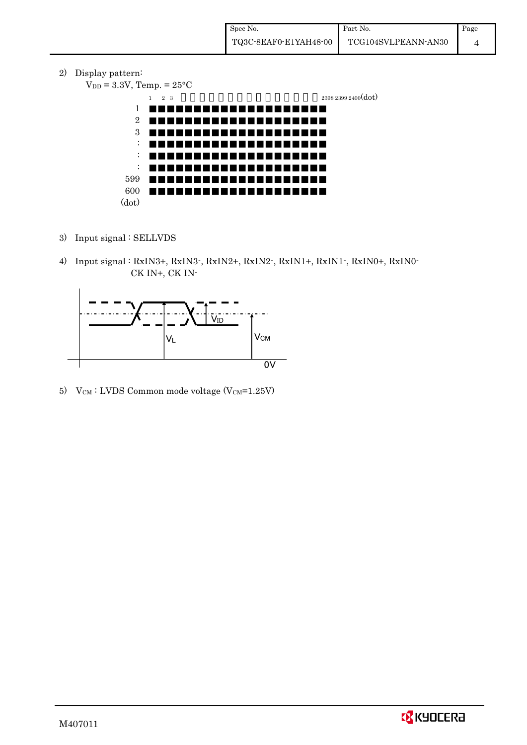2) Display pattern:

$V_{DD}$ = 3.3V, Temp. = 25°C

1 2 3 … 2398 2399 2400(dot)

1
2
3
:
:
:
599
600
(dot)

3) Input signal : SELLVDS

4) Input signal : RxIN3+, RxIN3-, RxIN2+, RxIN2-, RxIN1+, RxIN1-, RxIN0+, RxIN0-
CK IN+, CK IN-

$V_{ID}$

$V_L$

$V_{CM}$

0V

5) $V_{CM}$ : LVDS Common mode voltage ($V_{CM}$=1.25V)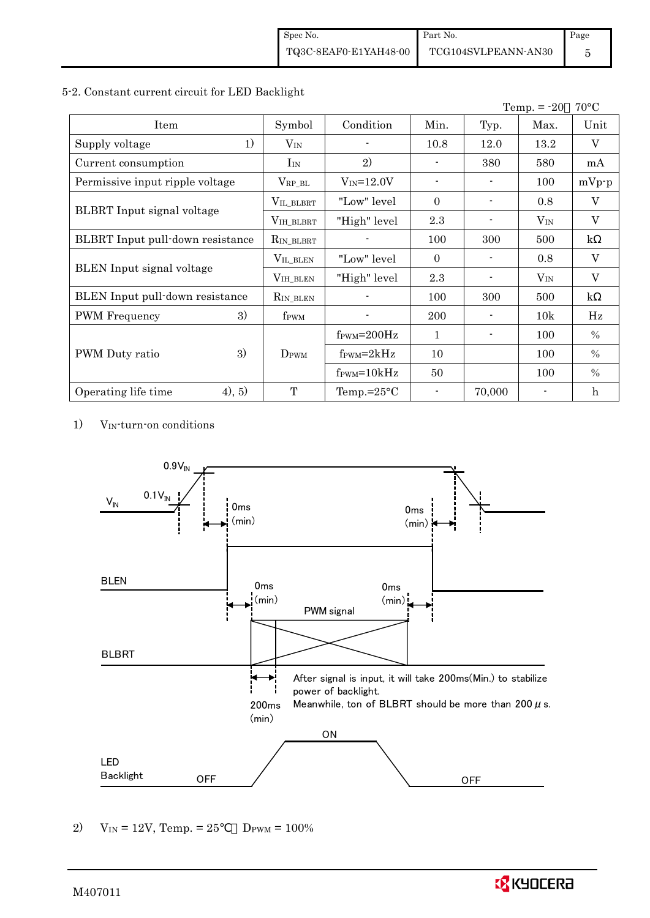5-2. Constant current circuit for LED Backlight

Temp. = -20～70°C

| Item | | Symbol | Condition | Min. | Typ. | Max. | Unit |
|---|---|---|---|---|---|---|---|
| Supply voltage | 1) | $V_{IN}$ | - | 10.8 | 12.0 | 13.2 | V |
| Current consumption | | $I_{IN}$ | 2) | - | 380 | 580 | mA |
| Permissive input ripple voltage | | $V_{RP\_BL}$ | $V_{IN}$=12.0V | - | - | 100 | mVp-p |
| BLBRT Input signal voltage | | $V_{IL\_BLBRT}$ | "Low" level | 0 | - | 0.8 | V |
| | | $V_{IH\_BLBRT}$ | "High" level | 2.3 | - | $V_{IN}$ | V |
| BLBRT Input pull-down resistance | | $R_{IN\_BLBRT}$ | - | 100 | 300 | 500 | kΩ |
| BLEN Input signal voltage | | $V_{IL\_BLEN}$ | "Low" level | 0 | - | 0.8 | V |
| | | $V_{IH\_BLEN}$ | "High" level | 2.3 | - | $V_{IN}$ | V |
| BLEN Input pull-down resistance | | $R_{IN\_BLEN}$ | - | 100 | 300 | 500 | kΩ |
| PWM Frequency | 3) | $f_{PWM}$ | - | 200 | - | 10k | Hz |
| PWM Duty ratio | 3) | $D_{PWM}$ | $f_{PWM}$=200Hz | 1 | - | 100 | % |
| | | | $f_{PWM}$=2kHz | 10 | | 100 | % |
| | | | $f_{PWM}$=10kHz | 50 | | 100 | % |
| Operating life time | 4), 5) | T | Temp.=25°C | - | 70,000 | - | h |

1) $V_{IN}$-turn-on conditions

0.9$V_{IN}$
$V_{IN}$
0.1$V_{IN}$
0ms (min)
0ms (min)
BLEN
0ms (min)
0ms (min)
PWM signal
BLBRT
200ms (min)
After signal is input, it will take 200ms(Min.) to stabilize power of backlight.
Meanwhile, ton of BLBRT should be more than 200 μs.
LED Backlight
OFF
ON
OFF

2) $V_{IN}$ = 12V, Temp. = 25°C， $D_{PWM}$ = 100%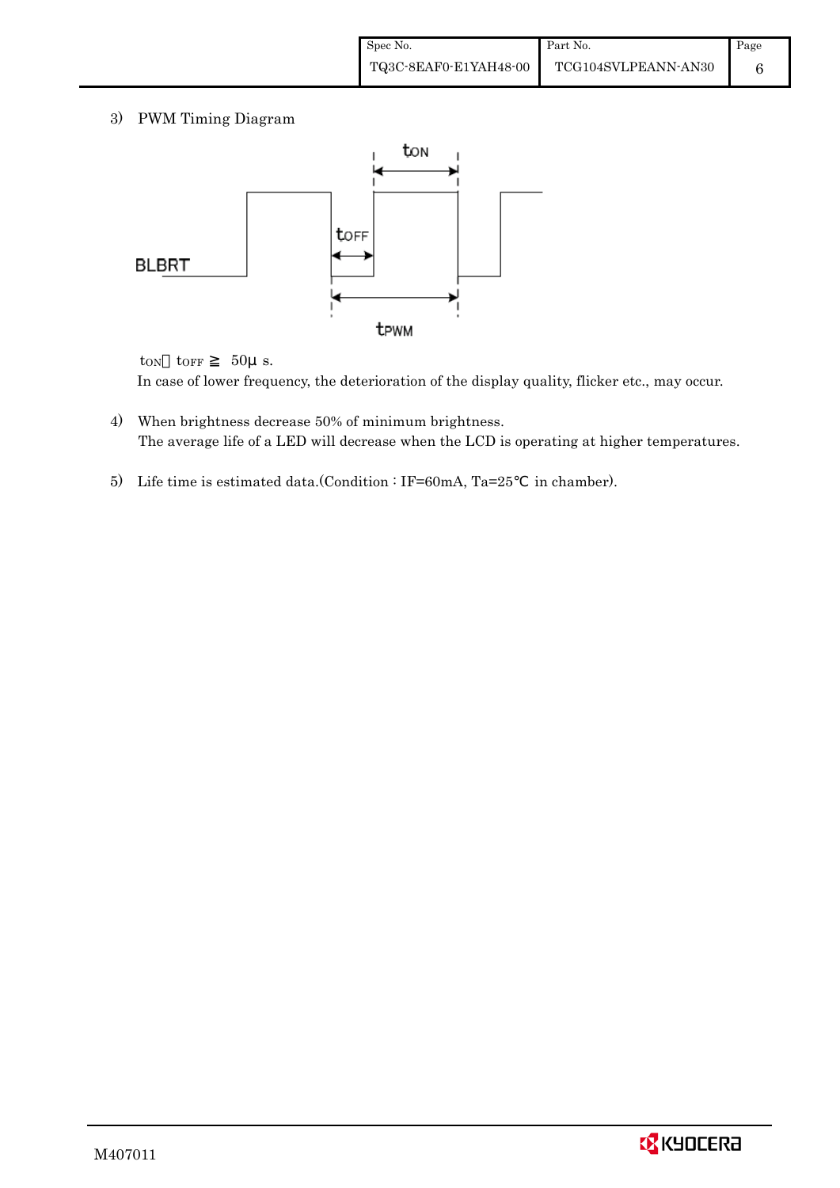3) PWM Timing Diagram

BLBRT

$t_{ON}$

$t_{OFF}$

$t_{PWM}$

$t_{ON}$, $t_{OFF} \geqq 50\mu s$.

In case of lower frequency, the deterioration of the display quality, flicker etc., may occur.

4) When brightness decrease 50% of minimum brightness.
   The average life of a LED will decrease when the LCD is operating at higher temperatures.

5) Life time is estimated data.(Condition : IF=60mA, Ta=25℃ in chamber).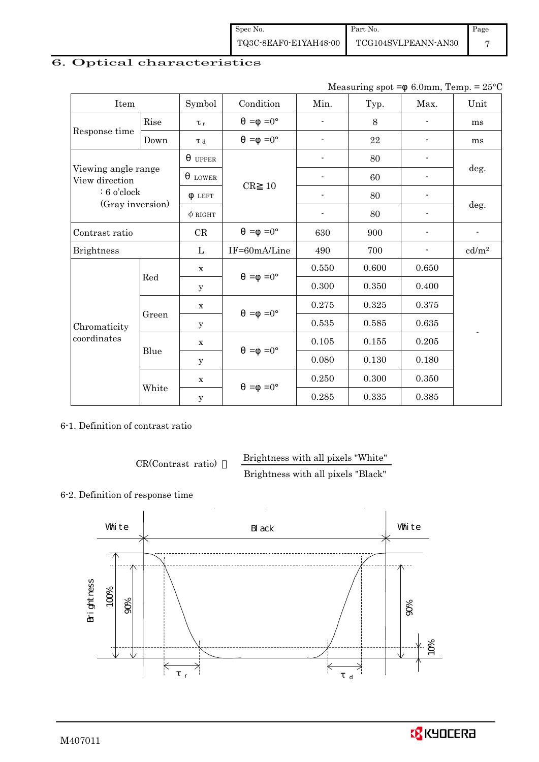## 6. Optical characteristics

Measuring spot =φ 6.0mm, Temp. = 25°C

| Item | | Symbol | Condition | Min. | Typ. | Max. | Unit |
|---|---|---|---|---|---|---|---|
| Response time | Rise | $\tau_r$ | $\theta = \phi = 0°$ | - | 8 | - | ms |
| | Down | $\tau_d$ | $\theta = \phi = 0°$ | - | 22 | - | ms |
| Viewing angle range View direction : 6 o'clock (Gray inversion) | | $\theta_{UPPER}$ | CR≧10 | - | 80 | - | deg. |
| | | $\theta_{LOWER}$ | | - | 60 | - | |
| | | $\phi_{LEFT}$ | | - | 80 | - | deg. |
| | | $\phi_{RIGHT}$ | | - | 80 | - | |
| Contrast ratio | | CR | $\theta = \phi = 0°$ | 630 | 900 | - | - |
| Brightness | | L | IF=60mA/Line | 490 | 700 | - | cd/m² |
| Chromaticity coordinates | Red | x | $\theta = \phi = 0°$ | 0.550 | 0.600 | 0.650 | - |
| | | y | | 0.300 | 0.350 | 0.400 | |
| | Green | x | $\theta = \phi = 0°$ | 0.275 | 0.325 | 0.375 | |
| | | y | | 0.535 | 0.585 | 0.635 | |
| | Blue | x | $\theta = \phi = 0°$ | 0.105 | 0.155 | 0.205 | |
| | | y | | 0.080 | 0.130 | 0.180 | |
| | White | x | $\theta = \phi = 0°$ | 0.250 | 0.300 | 0.350 | |
| | | y | | 0.285 | 0.335 | 0.385 | |

6-1. Definition of contrast ratio

$$CR(\text{Contrast ratio}) = \frac{\text{Brightness with all pixels "White"}}{\text{Brightness with all pixels "Black"}}$$

6-2. Definition of response time

White　Black　White

Brightness　100%　90%　90%　10%

$\tau_r$　$\tau_d$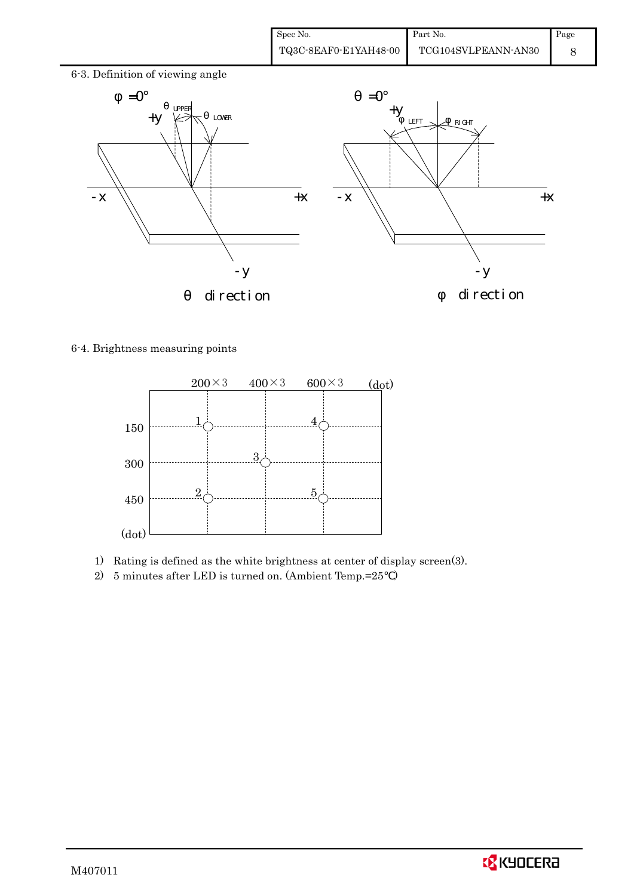6-3. Definition of viewing angle

6-4. Brightness measuring points

1) Rating is defined as the white brightness at center of display screen(3).
2) 5 minutes after LED is turned on. (Ambient Temp.=25℃)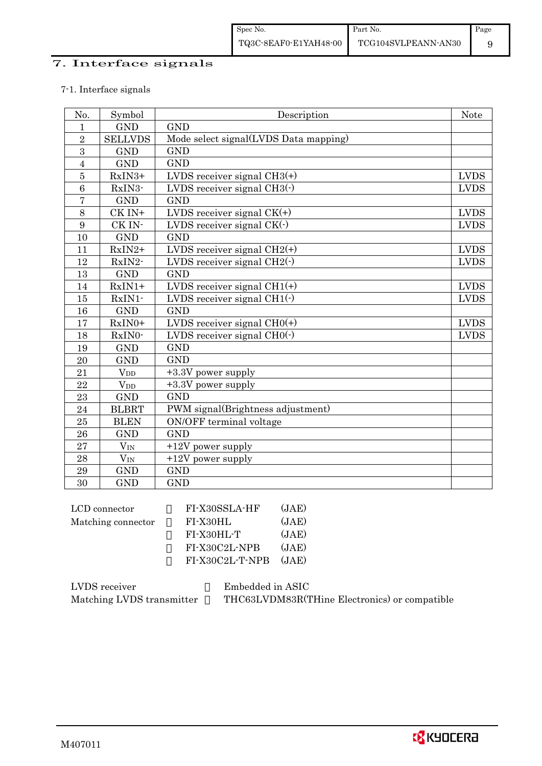# 7. Interface signals

7-1. Interface signals

| No. | Symbol | Description | Note |
|---|---|---|---|
| 1 | GND | GND | |
| 2 | SELLVDS | Mode select signal(LVDS Data mapping) | |
| 3 | GND | GND | |
| 4 | GND | GND | |
| 5 | RxIN3+ | LVDS receiver signal CH3(+) | LVDS |
| 6 | RxIN3- | LVDS receiver signal CH3(-) | LVDS |
| 7 | GND | GND | |
| 8 | CK IN+ | LVDS receiver signal CK(+) | LVDS |
| 9 | CK IN- | LVDS receiver signal CK(-) | LVDS |
| 10 | GND | GND | |
| 11 | RxIN2+ | LVDS receiver signal CH2(+) | LVDS |
| 12 | RxIN2- | LVDS receiver signal CH2(-) | LVDS |
| 13 | GND | GND | |
| 14 | RxIN1+ | LVDS receiver signal CH1(+) | LVDS |
| 15 | RxIN1- | LVDS receiver signal CH1(-) | LVDS |
| 16 | GND | GND | |
| 17 | RxIN0+ | LVDS receiver signal CH0(+) | LVDS |
| 18 | RxIN0- | LVDS receiver signal CH0(-) | LVDS |
| 19 | GND | GND | |
| 20 | GND | GND | |
| 21 | $V_{DD}$ | +3.3V power supply | |
| 22 | $V_{DD}$ | +3.3V power supply | |
| 23 | GND | GND | |
| 24 | BLBRT | PWM signal(Brightness adjustment) | |
| 25 | BLEN | ON/OFF terminal voltage | |
| 26 | GND | GND | |
| 27 | $V_{IN}$ | +12V power supply | |
| 28 | $V_{IN}$ | +12V power supply | |
| 29 | GND | GND | |
| 30 | GND | GND | |

LCD connector : FI-X30SSLA-HF (JAE)
Matching connector : FI-X30HL (JAE)
: FI-X30HL-T (JAE)
: FI-X30C2L-NPB (JAE)
: FI-X30C2L-T-NPB (JAE)

LVDS receiver : Embedded in ASIC
Matching LVDS transmitter : THC63LVDM83R(THine Electronics) or compatible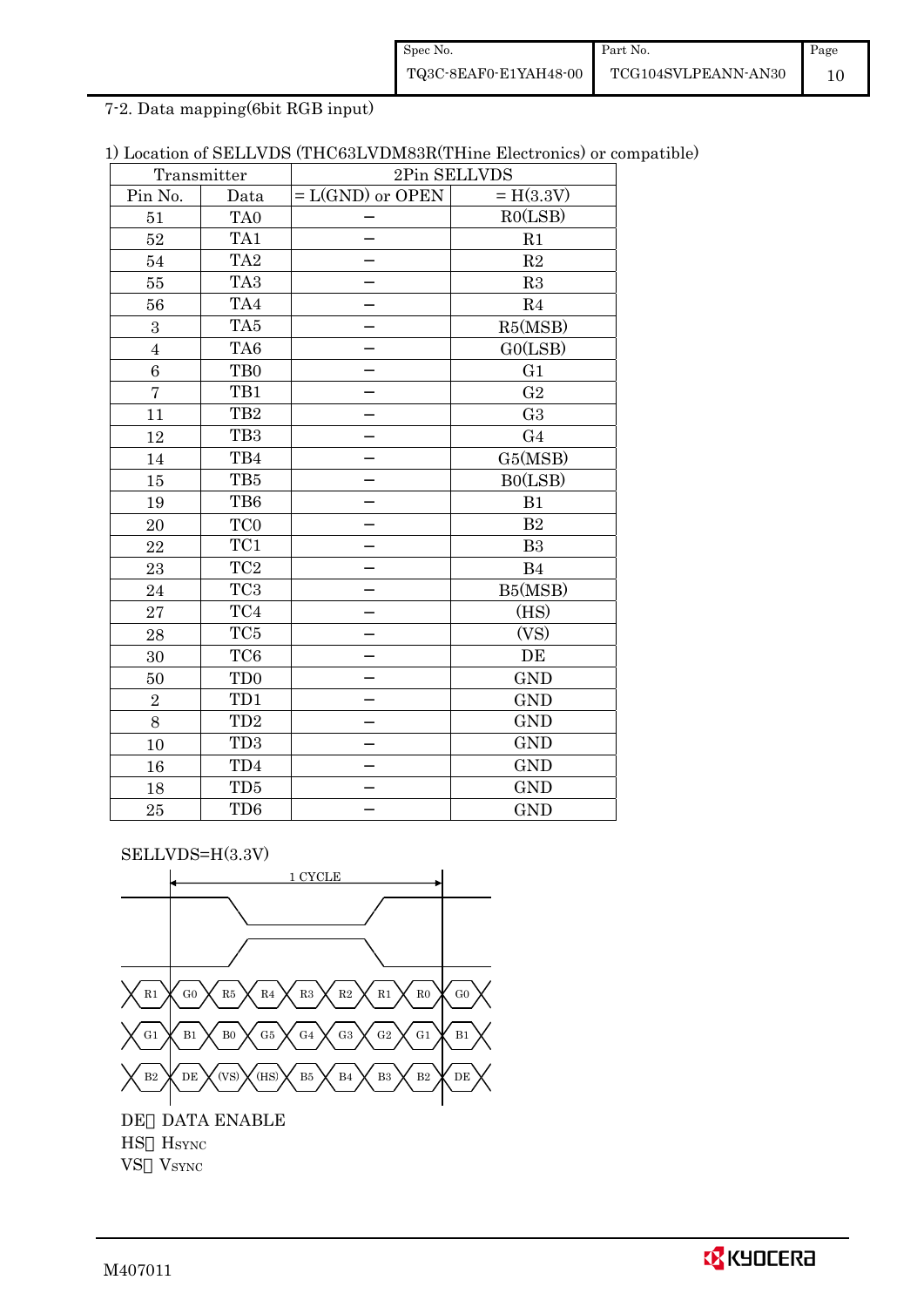## 7-2. Data mapping(6bit RGB input)

1) Location of SELLVDS (THC63LVDM83R(THine Electronics) or compatible)

| Transmitter | | 2Pin SELLVDS | |
|---|---|---|---|
| Pin No. | Data | = L(GND) or OPEN | = H(3.3V) |
| 51 | TA0 | − | R0(LSB) |
| 52 | TA1 | − | R1 |
| 54 | TA2 | − | R2 |
| 55 | TA3 | − | R3 |
| 56 | TA4 | − | R4 |
| 3 | TA5 | − | R5(MSB) |
| 4 | TA6 | − | G0(LSB) |
| 6 | TB0 | − | G1 |
| 7 | TB1 | − | G2 |
| 11 | TB2 | − | G3 |
| 12 | TB3 | − | G4 |
| 14 | TB4 | − | G5(MSB) |
| 15 | TB5 | − | B0(LSB) |
| 19 | TB6 | − | B1 |
| 20 | TC0 | − | B2 |
| 22 | TC1 | − | B3 |
| 23 | TC2 | − | B4 |
| 24 | TC3 | − | B5(MSB) |
| 27 | TC4 | − | (HS) |
| 28 | TC5 | − | (VS) |
| 30 | TC6 | − | DE |
| 50 | TD0 | − | GND |
| 2 | TD1 | − | GND |
| 8 | TD2 | − | GND |
| 10 | TD3 | − | GND |
| 16 | TD4 | − | GND |
| 18 | TD5 | − | GND |
| 25 | TD6 | − | GND |

SELLVDS=H(3.3V)

1 CYCLE

R1 | G0 | R5 | R4 | R3 | R2 | R1 | R0 | G0

G1 | B1 | B0 | G5 | G4 | G3 | G2 | G1 | B1

B2 | DE | (VS) | (HS) | B5 | B4 | B3 | B2 | DE

DE: DATA ENABLE
HS: $H_{SYNC}$
VS: $V_{SYNC}$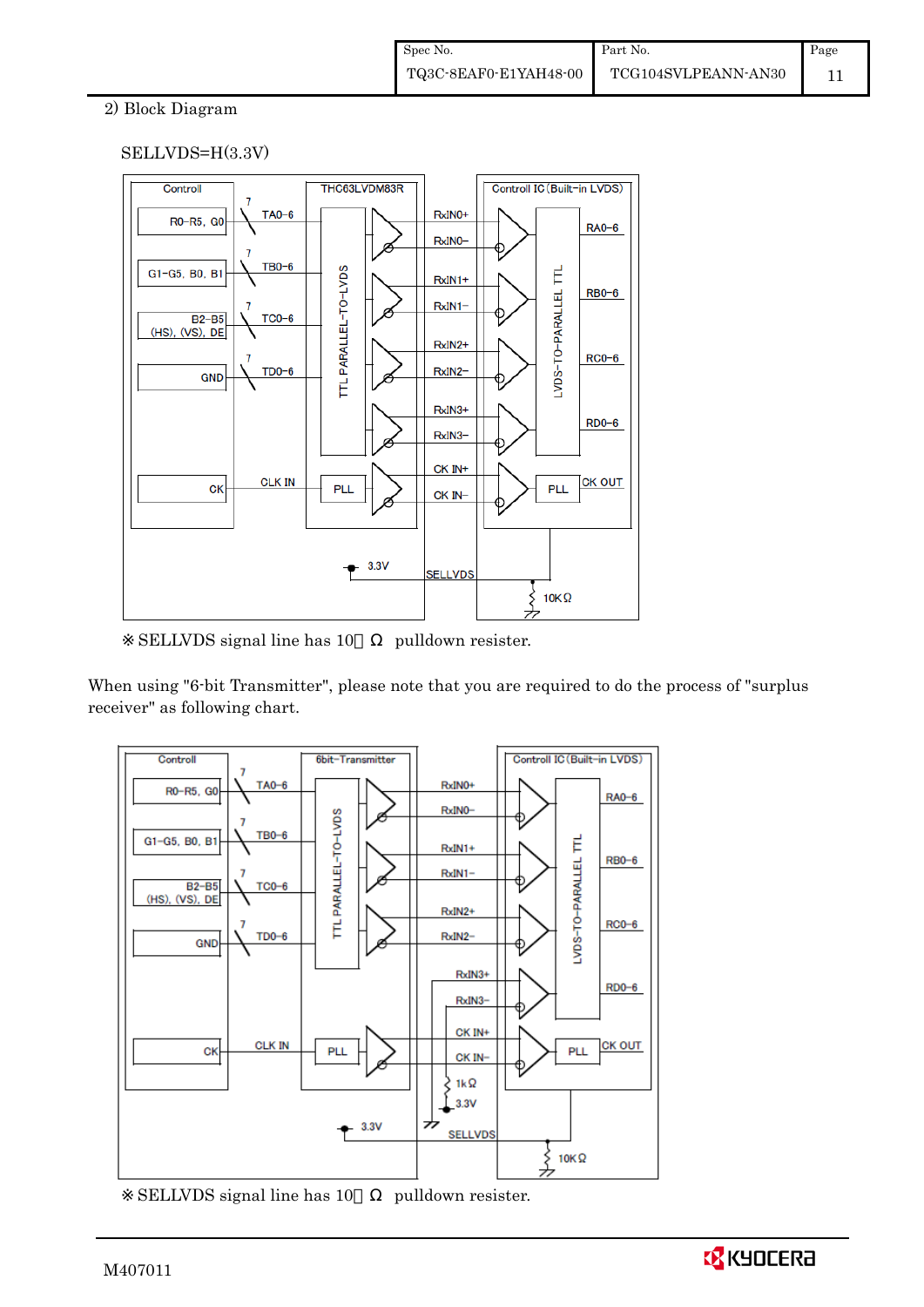2) Block Diagram

SELLVDS=H(3.3V)

※ SELLVDS signal line has 10kΩ pulldown resister.

When using "6-bit Transmitter", please note that you are required to do the process of "surplus receiver" as following chart.

※ SELLVDS signal line has 10kΩ pulldown resister.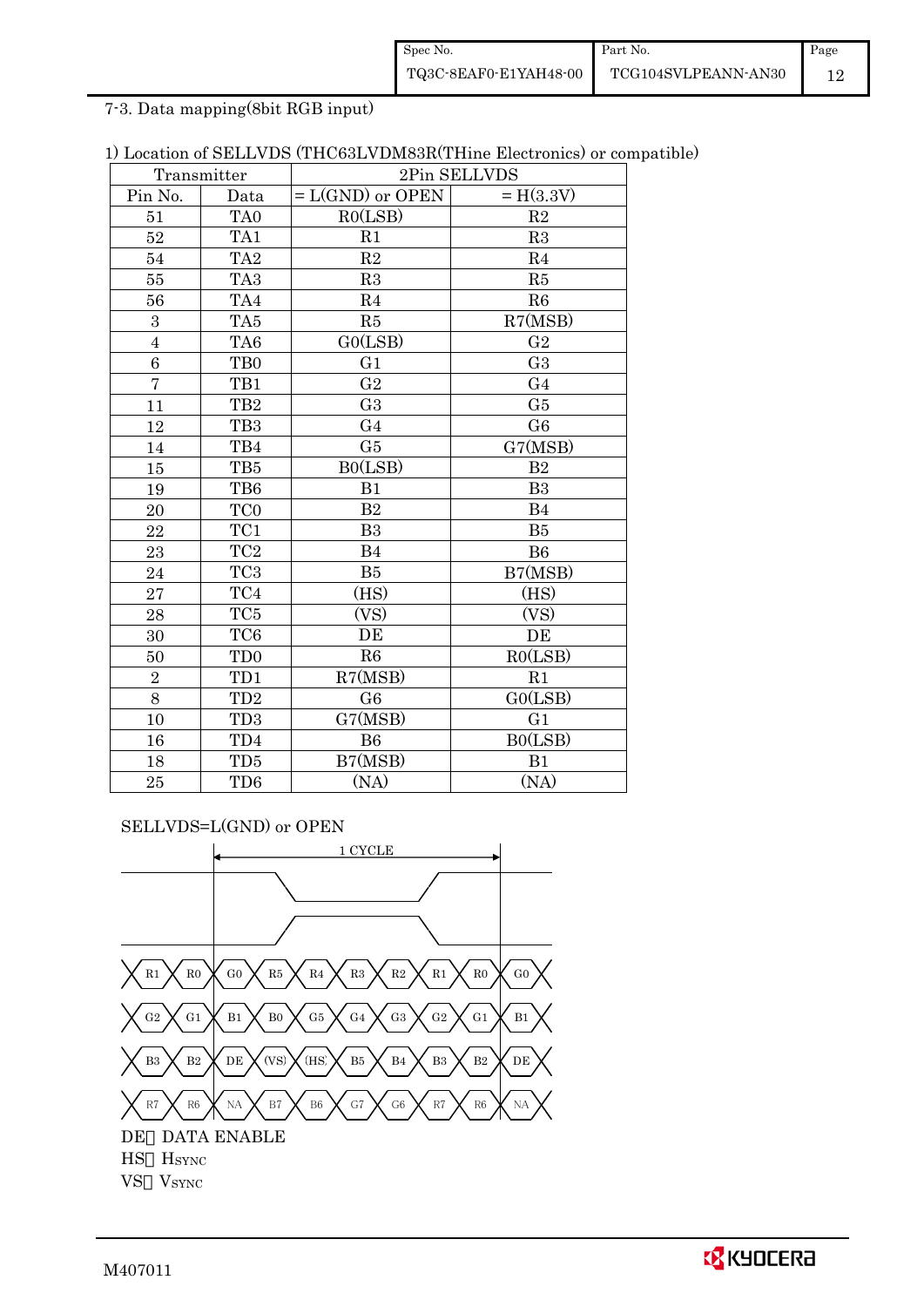7-3. Data mapping(8bit RGB input)

1) Location of SELLVDS (THC63LVDM83R(THine Electronics) or compatible)

| Transmitter | | 2Pin SELLVDS | |
|---|---|---|---|
| Pin No. | Data | = L(GND) or OPEN | = H(3.3V) |
| 51 | TA0 | R0(LSB) | R2 |
| 52 | TA1 | R1 | R3 |
| 54 | TA2 | R2 | R4 |
| 55 | TA3 | R3 | R5 |
| 56 | TA4 | R4 | R6 |
| 3 | TA5 | R5 | R7(MSB) |
| 4 | TA6 | G0(LSB) | G2 |
| 6 | TB0 | G1 | G3 |
| 7 | TB1 | G2 | G4 |
| 11 | TB2 | G3 | G5 |
| 12 | TB3 | G4 | G6 |
| 14 | TB4 | G5 | G7(MSB) |
| 15 | TB5 | B0(LSB) | B2 |
| 19 | TB6 | B1 | B3 |
| 20 | TC0 | B2 | B4 |
| 22 | TC1 | B3 | B5 |
| 23 | TC2 | B4 | B6 |
| 24 | TC3 | B5 | B7(MSB) |
| 27 | TC4 | (HS) | (HS) |
| 28 | TC5 | (VS) | (VS) |
| 30 | TC6 | DE | DE |
| 50 | TD0 | R6 | R0(LSB) |
| 2 | TD1 | R7(MSB) | R1 |
| 8 | TD2 | G6 | G0(LSB) |
| 10 | TD3 | G7(MSB) | G1 |
| 16 | TD4 | B6 | B0(LSB) |
| 18 | TD5 | B7(MSB) | B1 |
| 25 | TD6 | (NA) | (NA) |

SELLVDS=L(GND) or OPEN

1 CYCLE

R1 R0 | G0 R5 R4 R3 R2 R1 R0 | G0

G2 G1 | B1 B0 G5 G4 G3 G2 G1 | B1

B3 B2 | DE (VS) (HS) B5 B4 B3 B2 | DE

R7 R6 | NA B7 B6 G7 G6 R7 R6 | NA

DE: DATA ENABLE
HS: HSYNC
VS: VSYNC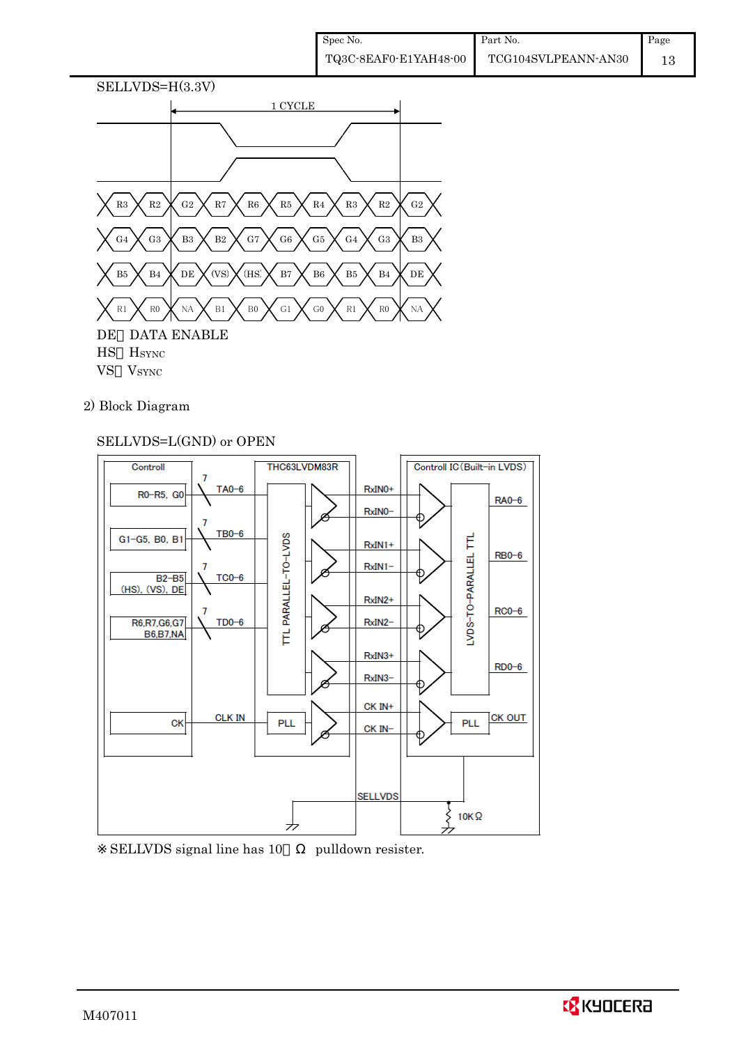SELLVDS=H(3.3V)

DE： DATA ENABLE

HS： HSYNC

VS： VSYNC

2) Block Diagram

SELLVDS=L(GND) or OPEN

※ SELLVDS signal line has 10kΩ pulldown resister.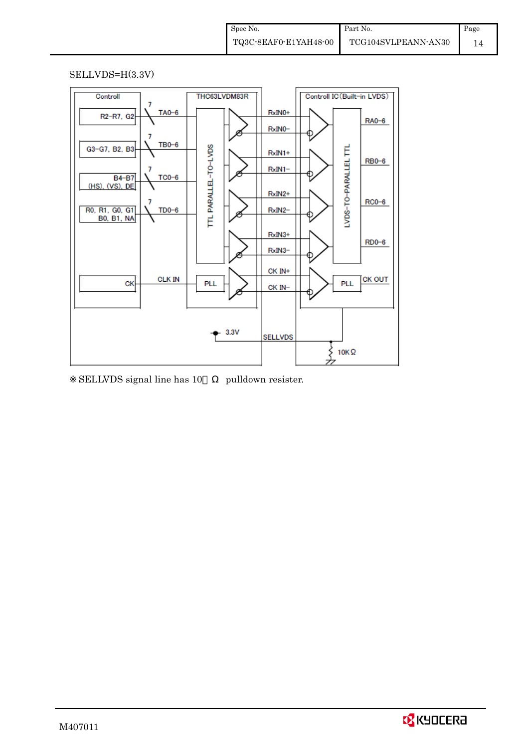SELLVDS=H(3.3V)

※ SELLVDS signal line has 10kΩ pulldown resister.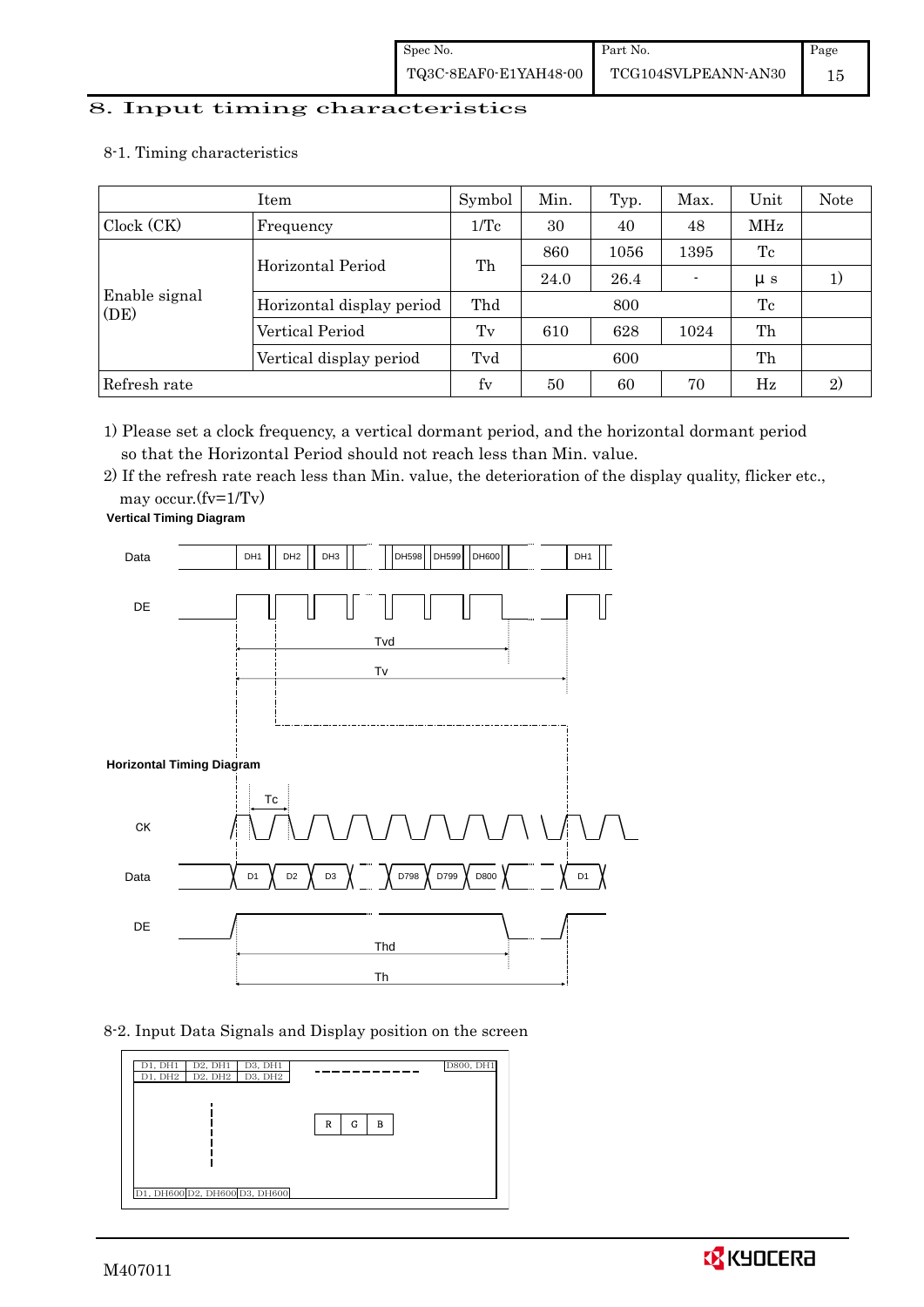# 8. Input timing characteristics

## 8-1. Timing characteristics

| Item | | Symbol | Min. | Typ. | Max. | Unit | Note |
|---|---|---|---|---|---|---|---|
| Clock (CK) | Frequency | 1/Tc | 30 | 40 | 48 | MHz | |
| Enable signal (DE) | Horizontal Period | Th | 860 | 1056 | 1395 | Tc | |
| | | | 24.0 | 26.4 | - | μ s | 1) |
| | Horizontal display period | Thd | | 800 | | Tc | |
| | Vertical Period | Tv | 610 | 628 | 1024 | Th | |
| | Vertical display period | Tvd | | 600 | | Th | |
| Refresh rate | | fv | 50 | 60 | 70 | Hz | 2) |

1) Please set a clock frequency, a vertical dormant period, and the horizontal dormant period so that the Horizontal Period should not reach less than Min. value.

2) If the refresh rate reach less than Min. value, the deterioration of the display quality, flicker etc., may occur.(fv=1/Tv)

**Vertical Timing Diagram**

Data: DH1, DH2, DH3, ..., DH598, DH599, DH600, ..., DH1

DE

Tvd

Tv

**Horizontal Timing Diagram**

Tc

CK

Data: D1, D2, D3, ..., D798, D799, D800, ..., D1

DE

Thd

Th

## 8-2. Input Data Signals and Display position on the screen

| D1, DH1 | D2, DH1 | D3, DH1 | ... | D800, DH1 |
|---|---|---|---|---|
| D1, DH2 | D2, DH2 | D3, DH2 | | |
| ... | | | | |
| D1, DH600 | D2, DH600 | D3, DH600 | | |

R G B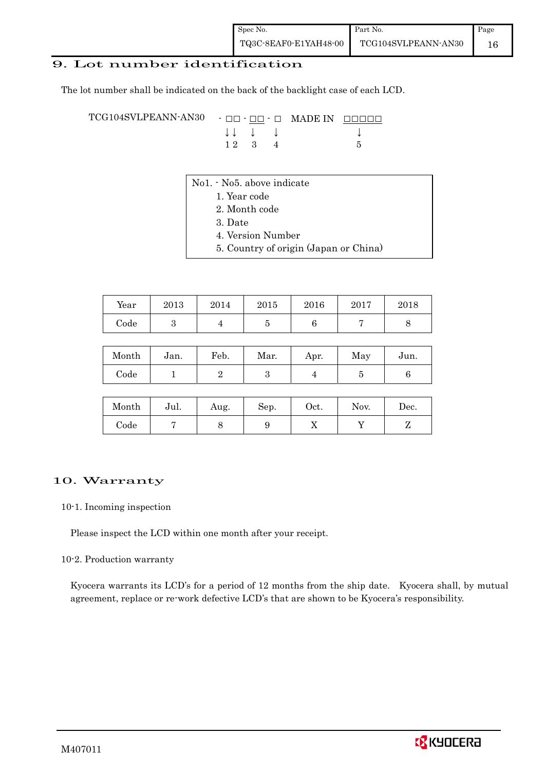## 9. Lot number identification

The lot number shall be indicated on the back of the backlight case of each LCD.

```
TCG104SVLPEANN-AN30   - □□ - □□ - □   MADE IN  □□□□□
                        ↓↓   ↓    ↓              ↓
                        1 2  3    4              5
```

No1. - No5. above indicate
1. Year code
2. Month code
3. Date
4. Version Number
5. Country of origin (Japan or China)

| Year | 2013 | 2014 | 2015 | 2016 | 2017 | 2018 |
|---|---|---|---|---|---|---|
| Code | 3 | 4 | 5 | 6 | 7 | 8 |

| Month | Jan. | Feb. | Mar. | Apr. | May | Jun. |
|---|---|---|---|---|---|---|
| Code | 1 | 2 | 3 | 4 | 5 | 6 |

| Month | Jul. | Aug. | Sep. | Oct. | Nov. | Dec. |
|---|---|---|---|---|---|---|
| Code | 7 | 8 | 9 | X | Y | Z |

## 10. Warranty

### 10-1. Incoming inspection

Please inspect the LCD within one month after your receipt.

### 10-2. Production warranty

Kyocera warrants its LCD's for a period of 12 months from the ship date. Kyocera shall, by mutual agreement, replace or re-work defective LCD's that are shown to be Kyocera's responsibility.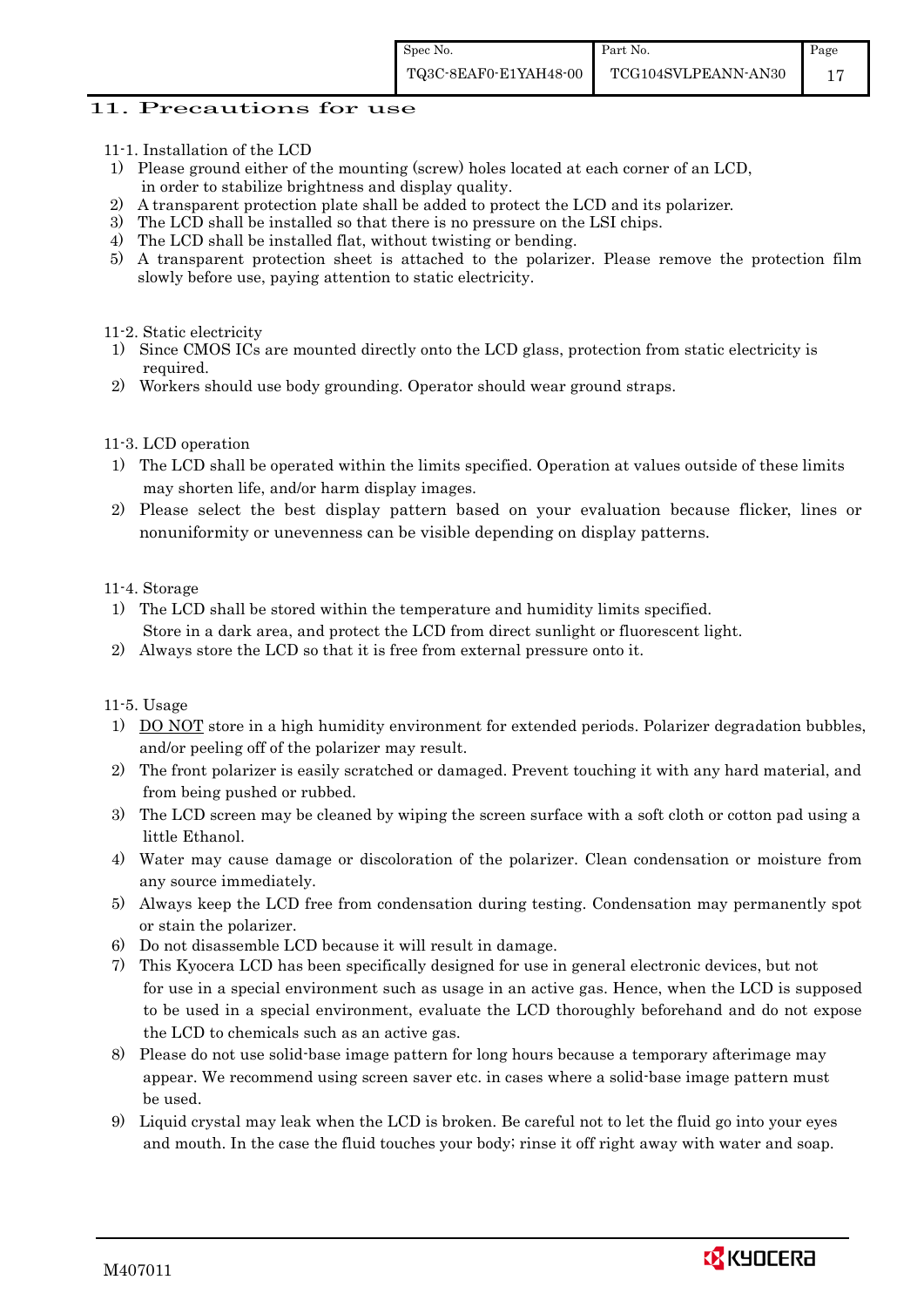## 11. Precautions for use

11-1. Installation of the LCD

1) Please ground either of the mounting (screw) holes located at each corner of an LCD, in order to stabilize brightness and display quality.
2) A transparent protection plate shall be added to protect the LCD and its polarizer.
3) The LCD shall be installed so that there is no pressure on the LSI chips.
4) The LCD shall be installed flat, without twisting or bending.
5) A transparent protection sheet is attached to the polarizer. Please remove the protection film slowly before use, paying attention to static electricity.

11-2. Static electricity

1) Since CMOS ICs are mounted directly onto the LCD glass, protection from static electricity is required.
2) Workers should use body grounding. Operator should wear ground straps.

11-3. LCD operation

1) The LCD shall be operated within the limits specified. Operation at values outside of these limits may shorten life, and/or harm display images.
2) Please select the best display pattern based on your evaluation because flicker, lines or nonuniformity or unevenness can be visible depending on display patterns.

11-4. Storage

1) The LCD shall be stored within the temperature and humidity limits specified. Store in a dark area, and protect the LCD from direct sunlight or fluorescent light.
2) Always store the LCD so that it is free from external pressure onto it.

11-5. Usage

1) DO NOT store in a high humidity environment for extended periods. Polarizer degradation bubbles, and/or peeling off of the polarizer may result.
2) The front polarizer is easily scratched or damaged. Prevent touching it with any hard material, and from being pushed or rubbed.
3) The LCD screen may be cleaned by wiping the screen surface with a soft cloth or cotton pad using a little Ethanol.
4) Water may cause damage or discoloration of the polarizer. Clean condensation or moisture from any source immediately.
5) Always keep the LCD free from condensation during testing. Condensation may permanently spot or stain the polarizer.
6) Do not disassemble LCD because it will result in damage.
7) This Kyocera LCD has been specifically designed for use in general electronic devices, but not for use in a special environment such as usage in an active gas. Hence, when the LCD is supposed to be used in a special environment, evaluate the LCD thoroughly beforehand and do not expose the LCD to chemicals such as an active gas.
8) Please do not use solid-base image pattern for long hours because a temporary afterimage may appear. We recommend using screen saver etc. in cases where a solid-base image pattern must be used.
9) Liquid crystal may leak when the LCD is broken. Be careful not to let the fluid go into your eyes and mouth. In the case the fluid touches your body; rinse it off right away with water and soap.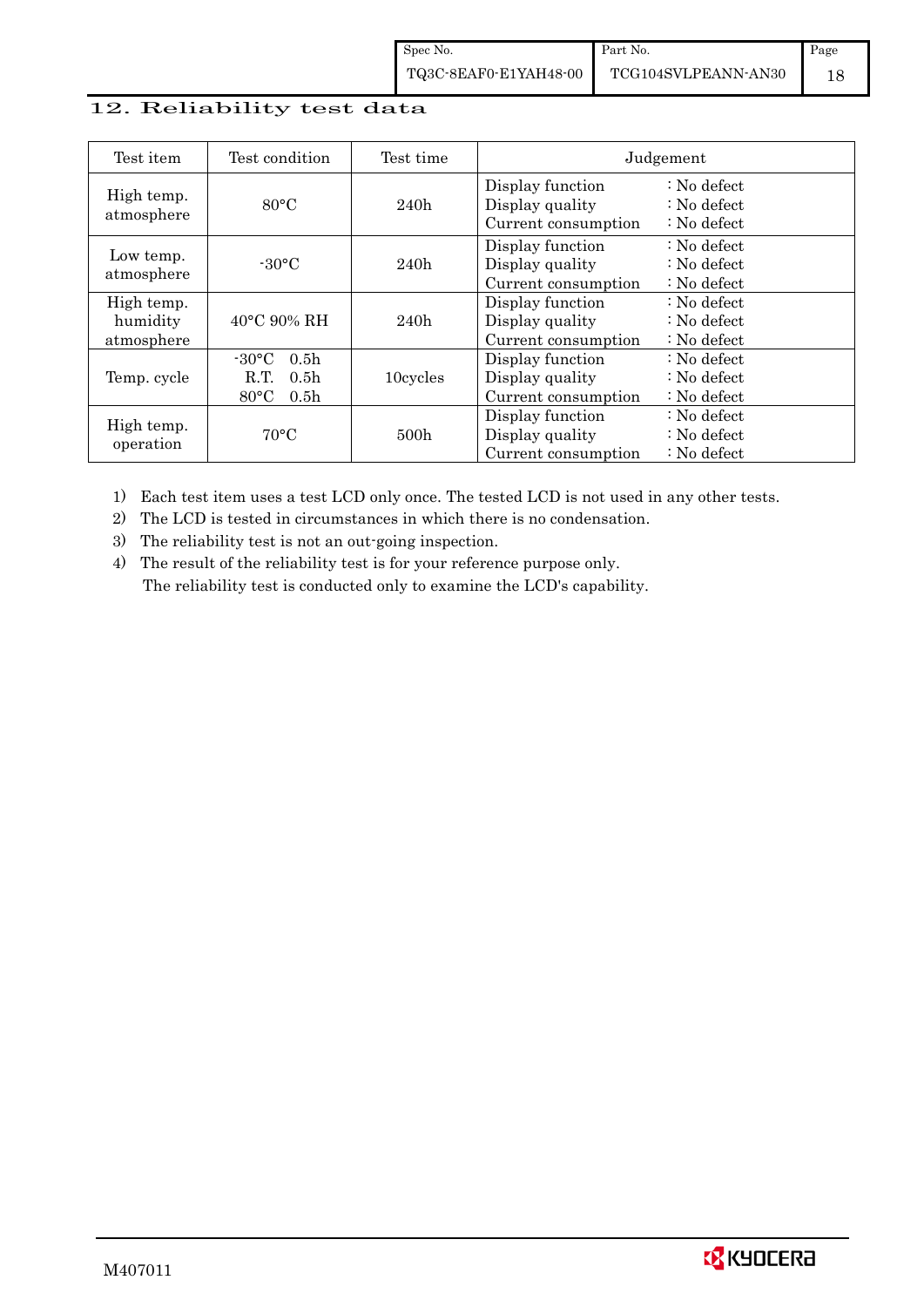## 12. Reliability test data

| Test item | Test condition | Test time | Judgement | |
|---|---|---|---|---|
| High temp. atmosphere | 80°C | 240h | Display function<br>Display quality<br>Current consumption | : No defect<br>: No defect<br>: No defect |
| Low temp. atmosphere | -30°C | 240h | Display function<br>Display quality<br>Current consumption | : No defect<br>: No defect<br>: No defect |
| High temp. humidity atmosphere | 40°C 90% RH | 240h | Display function<br>Display quality<br>Current consumption | : No defect<br>: No defect<br>: No defect |
| Temp. cycle | -30°C 0.5h<br>R.T. 0.5h<br>80°C 0.5h | 10cycles | Display function<br>Display quality<br>Current consumption | : No defect<br>: No defect<br>: No defect |
| High temp. operation | 70°C | 500h | Display function<br>Display quality<br>Current consumption | : No defect<br>: No defect<br>: No defect |

1) Each test item uses a test LCD only once. The tested LCD is not used in any other tests.
2) The LCD is tested in circumstances in which there is no condensation.
3) The reliability test is not an out-going inspection.
4) The result of the reliability test is for your reference purpose only.
   The reliability test is conducted only to examine the LCD's capability.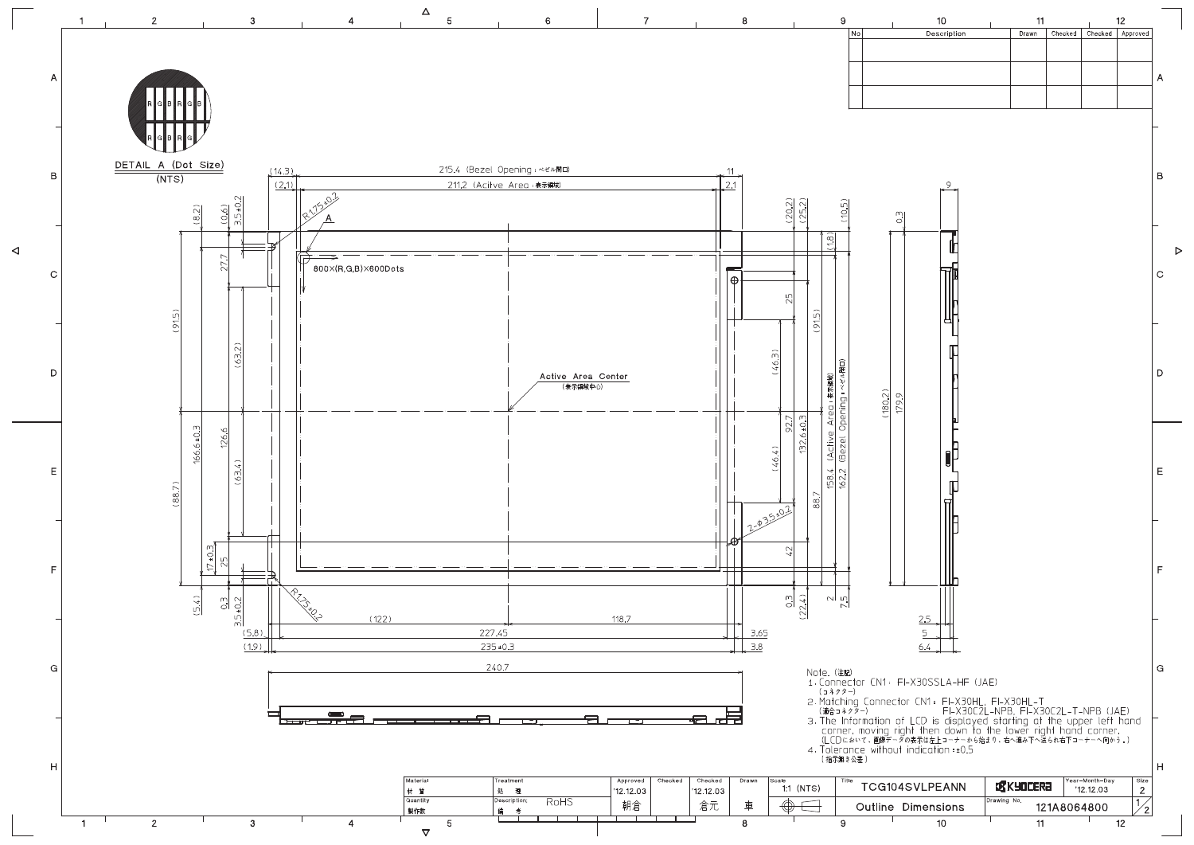| No | Description | Drawn | Checked | Checked | Approved |
|---|---|---|---|---|---|
| | | | | | |
| | | | | | |
| | | | | | |

DETAIL A (Dot Size)
(NTS)

215.4 (Bezel Opening：ベゼル開口)

211.2 (Acitve Area：表示領域)

800×(R,G,B)×600Dots

Active Area Center
(表示領域中心)

158.4 (Active Area：表示領域)

162.2 (Bezel Opening：ベゼル開口)

2-φ3.5±0.2

R1.75±0.2

Note.（注記）

1. Connector CN1： FI-X30SSLA-HF (JAE)
   (コネクター)
2. Matching Connector CN1： FI-X30HL, FI-X30HL-T
   (適合コネクター)　FI-X30C2L-NPB, FI-X30C2L-T-NPB (JAE)
3. The Information of LCD is displayed starting at the upper left hand corner, moving right then down to the lower right hand corner.
   (LCDにおいて、画像データの表示は左上コーナーから始まり、右へ進み下へ送られ右下コーナーへ向かう。)
4. Tolerance without indication：±0.5
   (指示無き公差)

| Material 材質 | Treatment 処理 | Approved | Checked | Checked | Drawn | Scale | Title | | Year-Month-Day | Size |
|---|---|---|---|---|---|---|---|---|---|---|
| Quantity 製作数 | Description 備考 RoHS | '12.12.03 朝倉 | | '12.12.03 倉元 | 車 | 1:1 (NTS) | TCG104SVLPEANN Outline Dimensions | KYOCERA Drawing No. 121A8064800 | '12.12.03 | 2 1/2 |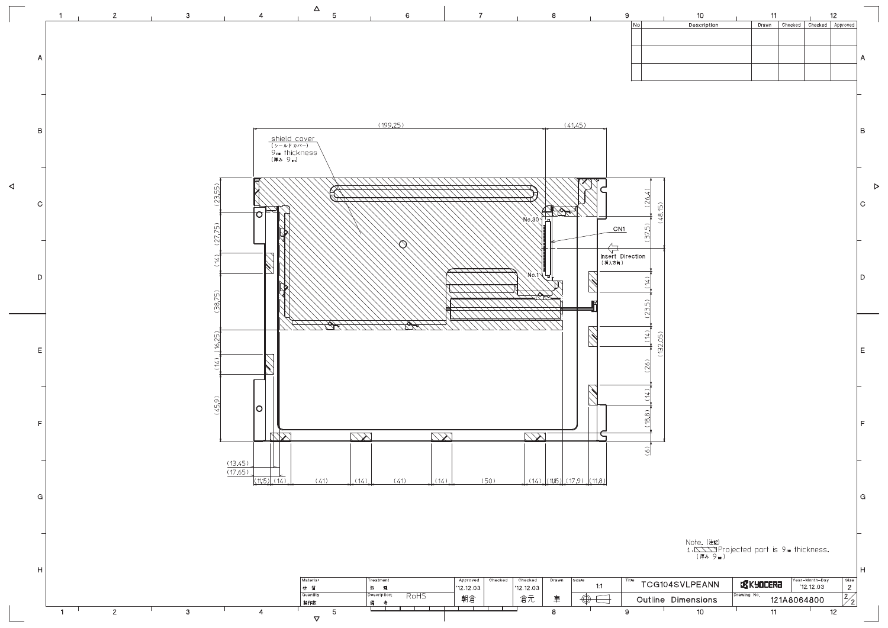| No | Description | Drawn | Checked | Checked | Approved |
|---|---|---|---|---|---|
| | | | | | |
| | | | | | |
| | | | | | |

shield cover
(シールドカバー)
9mm thickness
(厚み 9mm)

(199.25) (41.45)

(23.55) (27.75) (14) (38.75) (16.25) (14) (45.9)

(26.4) (37.5) (48.15) (14) (23.5) (14) (26) (14) (18.8) (132.05) (6)

No.30
CN1
Insert Direction
(挿入方向)
No.1

(13.45)
(17.65)
(11.5) (14) (41) (14) (41) (14) (50) (14) (11.5) (17.9) (11.8)

Note.(注記)
1. [hatched] Projected part is 9mm thickness.
(厚み 9mm)

| Material 材質 | Treatment 処理 | Approved | Checked | Checked | Drawn | Scale | Title | | Year-Month-Day | Size |
|---|---|---|---|---|---|---|---|---|---|---|
| | | '12.12.03 | | '12.12.03 | | 1:1 | TCG104SVLPEANN | KYOCERA | '12.12.03 | 2 |
| Quantity 製作数 | Description 備考 RoHS | 朝倉 | | 倉元 | 車 | | Outline Dimensions | Drawing No. 121A8064800 | | 2/2 |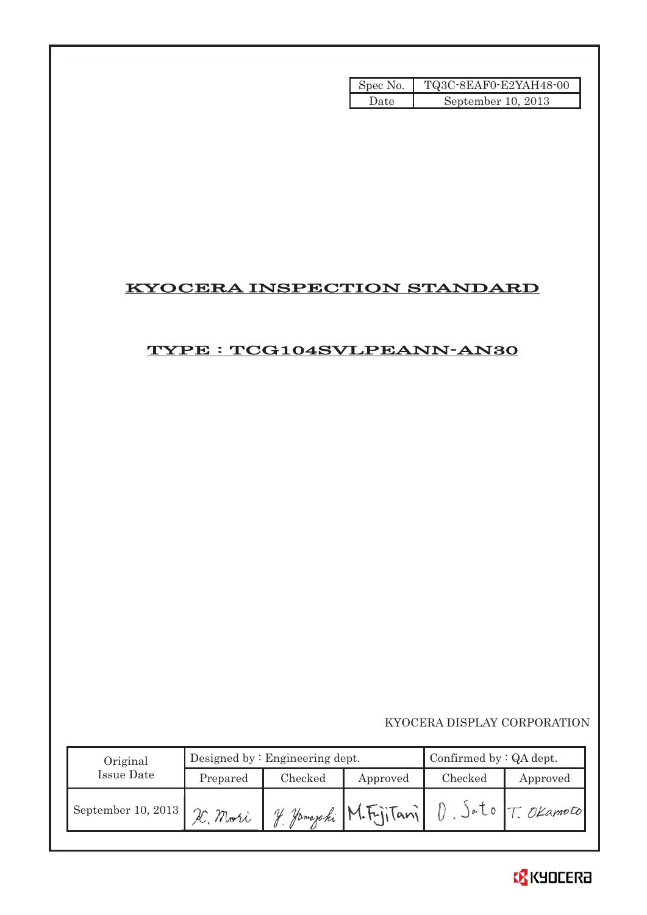| Spec No. | TQ3C-8EAF0-E2YAH48-00 |
|---|---|
| Date | September 10, 2013 |

# KYOCERA INSPECTION STANDARD

## TYPE : TCG104SVLPEANN-AN30

KYOCERA DISPLAY CORPORATION

| Original Issue Date | Designed by : Engineering dept. | | | Confirmed by : QA dept. | |
|---|---|---|---|---|---|
| | Prepared | Checked | Approved | Checked | Approved |
| September 10, 2013 | K. Mori | Y. Yamazaki | M. Fujitani | O. Sato | T. Okamoto |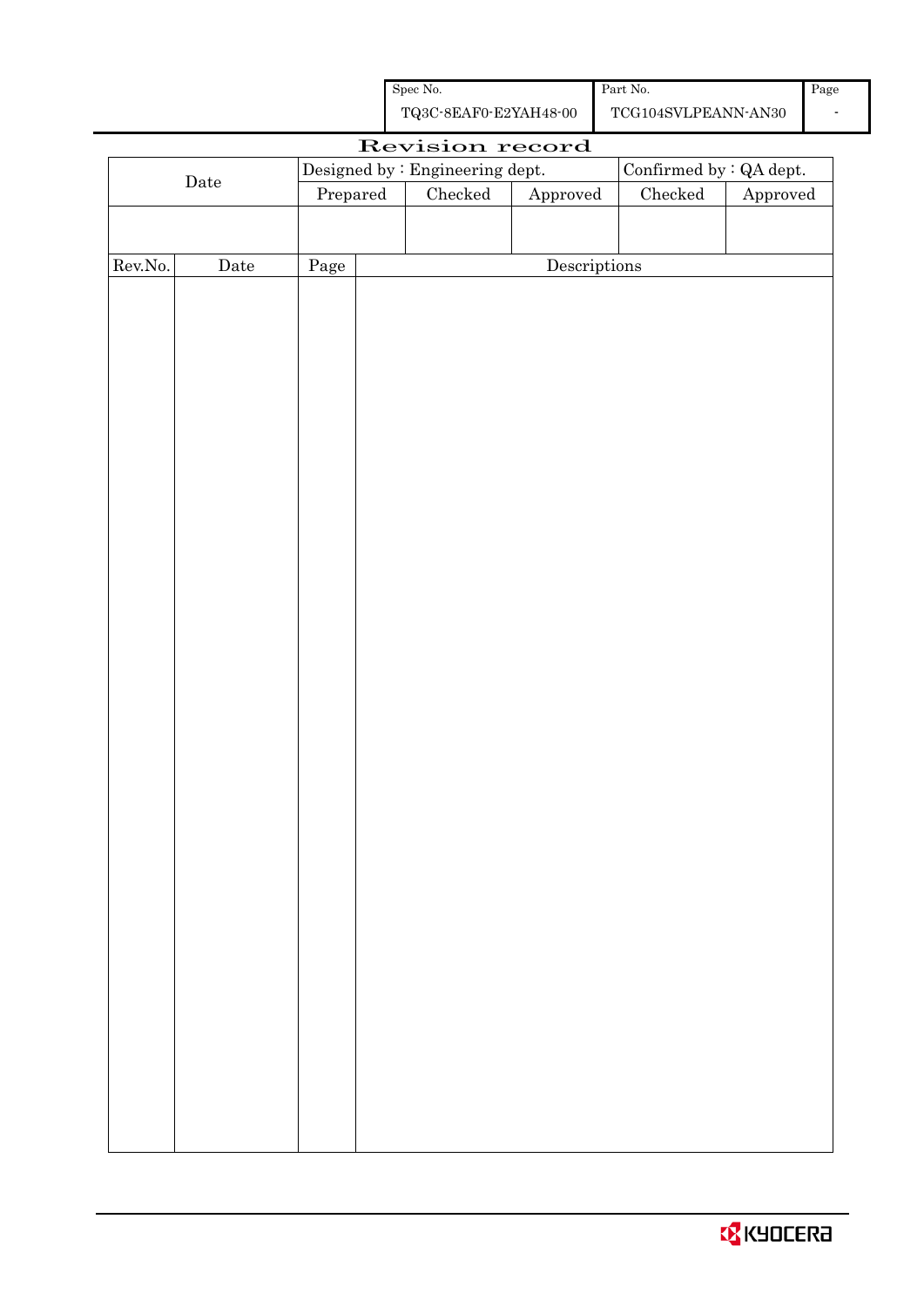| Spec No. | Part No. | Page |
|---|---|---|
| TQ3C-8EAF0-E2YAH48-00 | TCG104SVLPEANN-AN30 | - |

# Revision record

| Date | Designed by : Engineering dept. | | | Confirmed by : QA dept. | |
|---|---|---|---|---|---|
| | Prepared | Checked | Approved | Checked | Approved |
| | | | | | |

| Rev.No. | Date | Page | Descriptions |
|---|---|---|---|
| | | | |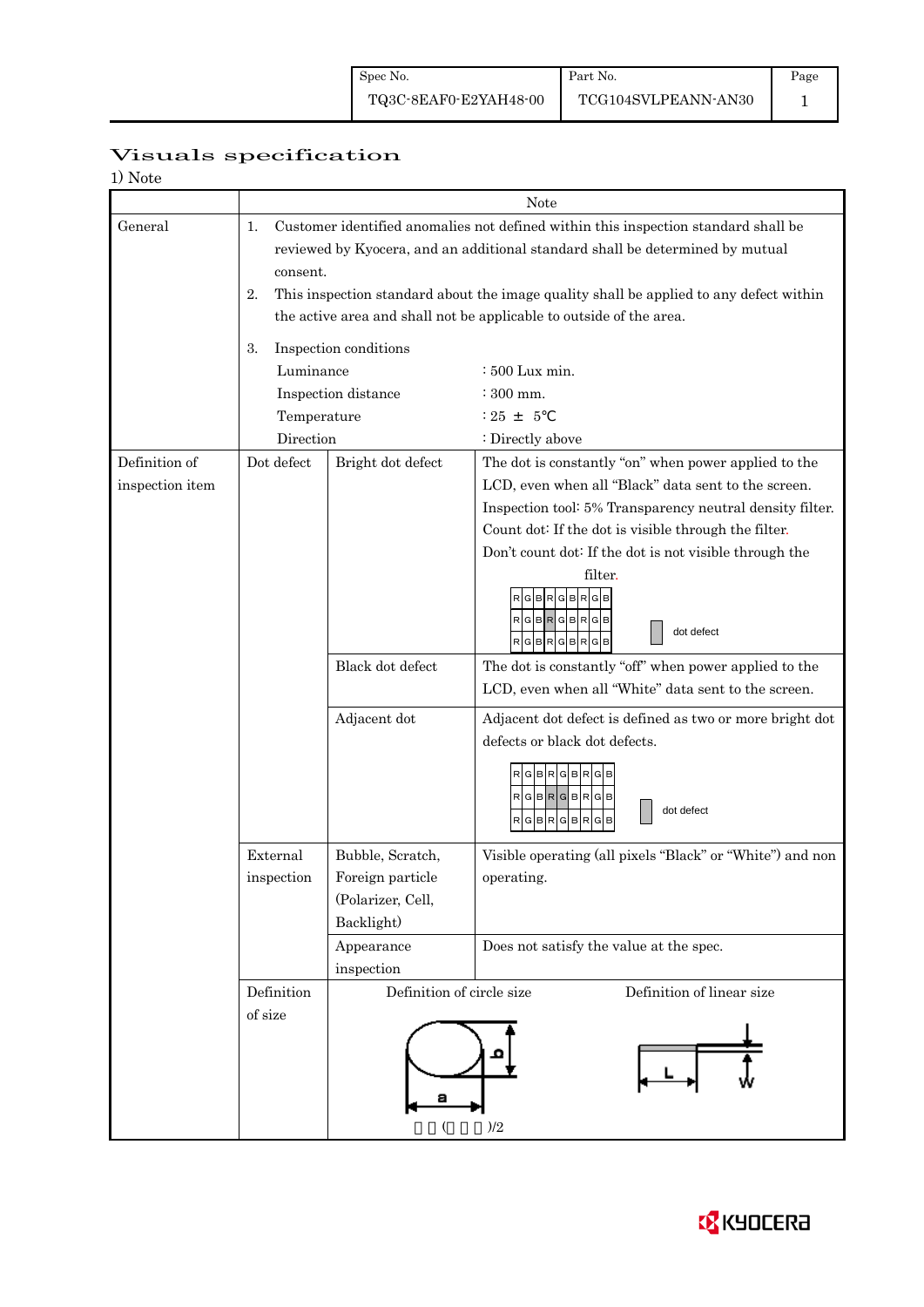| Spec No. | Part No. | Page |
|---|---|---|
| TQ3C-8EAF0-E2YAH48-00 | TCG104SVLPEANN-AN30 | 1 |

## Visuals specification

1) Note

| | | | Note |
|---|---|---|---|
| General | 1. Customer identified anomalies not defined within this inspection standard shall be reviewed by Kyocera, and an additional standard shall be determined by mutual consent.<br>2. This inspection standard about the image quality shall be applied to any defect within the active area and shall not be applicable to outside of the area.<br>3. Inspection conditions<br>Luminance : 500 Lux min.<br>Inspection distance : 300 mm.<br>Temperature : 25 ± 5℃<br>Direction : Directly above | | |
| Definition of inspection item | Dot defect | Bright dot defect | The dot is constantly "on" when power applied to the LCD, even when all "Black" data sent to the screen.<br>Inspection tool: 5% Transparency neutral density filter.<br>Count dot: If the dot is visible through the filter.<br>Don't count dot: If the dot is not visible through the filter.<br>RGBRGBRGB / RGBRGBRGB / RGBRGBRGB — dot defect |
| | | Black dot defect | The dot is constantly "off" when power applied to the LCD, even when all "White" data sent to the screen. |
| | | Adjacent dot | Adjacent dot defect is defined as two or more bright dot defects or black dot defects.<br>RGBRGBRGB / RGBRGBRGB / RGBRGBRGB — dot defect |
| | External inspection | Bubble, Scratch, Foreign particle (Polarizer, Cell, Backlight) | Visible operating (all pixels "Black" or "White") and non operating. |
| | | Appearance inspection | Does not satisfy the value at the spec. |
| | Definition of size | Definition of circle size<br>a, b<br>( )/2 | Definition of linear size<br>L, W |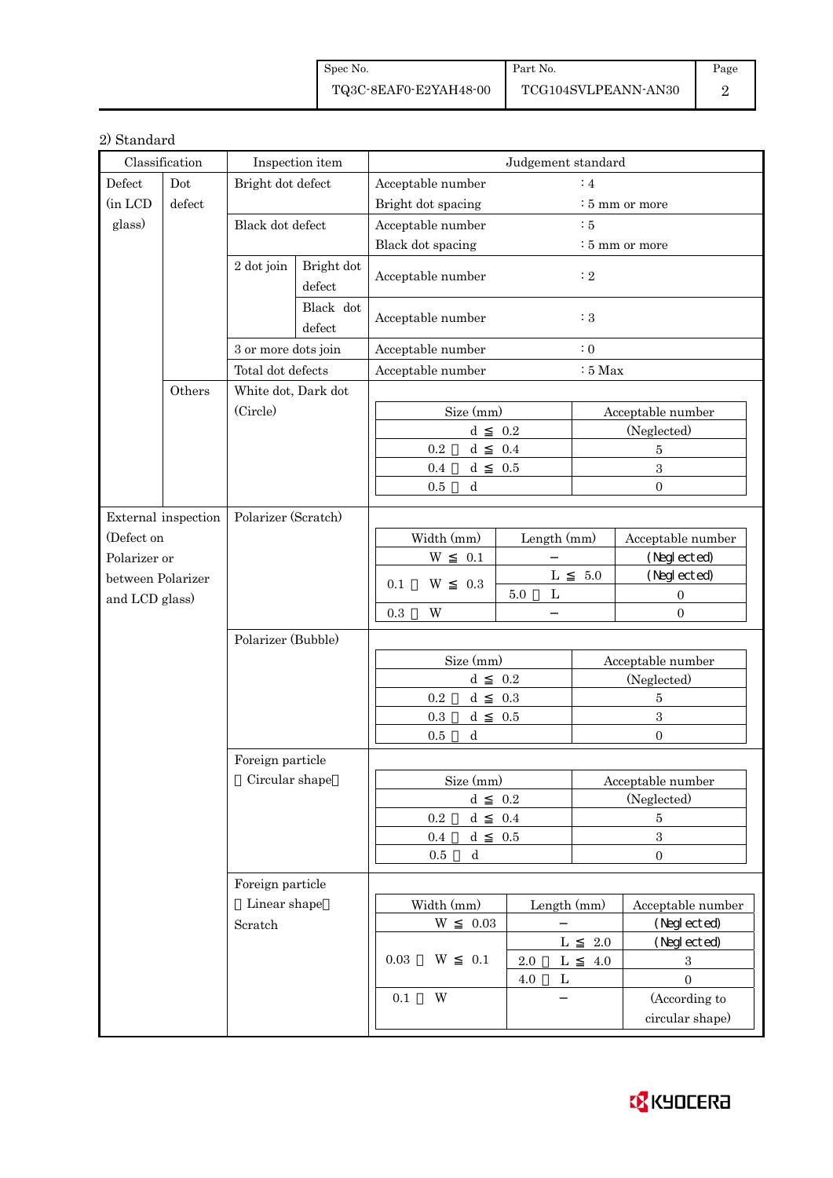2) Standard

| Classification | | Inspection item | | Judgement standard | |
|---|---|---|---|---|---|
| Defect (in LCD glass) | Dot defect | Bright dot defect | | Acceptable number<br>Bright dot spacing | : 4<br>: 5 mm or more |
| | | Black dot defect | | Acceptable number<br>Black dot spacing | : 5<br>: 5 mm or more |
| | | 2 dot join | Bright dot defect | Acceptable number | : 2 |
| | | | Black dot defect | Acceptable number | : 3 |
| | | 3 or more dots join | | Acceptable number | : 0 |
| | | Total dot defects | | Acceptable number | : 5 Max |
| | Others | White dot, Dark dot (Circle) | | See table below | |
| External inspection (Defect on Polarizer or between Polarizer and LCD glass) | | Polarizer (Scratch) | | See table below | |
| | | Polarizer (Bubble) | | See table below | |
| | | Foreign particle (Circular shape) | | See table below | |
| | | Foreign particle (Linear shape) Scratch | | See table below | |

White dot, Dark dot (Circle)

| Size (mm) | Acceptable number |
|---|---|
| d ≦ 0.2 | (Neglected) |
| 0.2 ＜ d ≦ 0.4 | 5 |
| 0.4 ＜ d ≦ 0.5 | 3 |
| 0.5 ＜ d | 0 |

Polarizer (Scratch)

| Width (mm) | Length (mm) | Acceptable number |
|---|---|---|
| W ≦ 0.1 | − | (Neglected) |
| 0.1 ＜ W ≦ 0.3 | L ≦ 5.0 | (Neglected) |
| | 5.0 ＜ L | 0 |
| 0.3 ＜ W | − | 0 |

Polarizer (Bubble)

| Size (mm) | Acceptable number |
|---|---|
| d ≦ 0.2 | (Neglected) |
| 0.2 ＜ d ≦ 0.3 | 5 |
| 0.3 ＜ d ≦ 0.5 | 3 |
| 0.5 ＜ d | 0 |

Foreign particle (Circular shape)

| Size (mm) | Acceptable number |
|---|---|
| d ≦ 0.2 | (Neglected) |
| 0.2 ＜ d ≦ 0.4 | 5 |
| 0.4 ＜ d ≦ 0.5 | 3 |
| 0.5 ＜ d | 0 |

Foreign particle (Linear shape) Scratch

| Width (mm) | Length (mm) | Acceptable number |
|---|---|---|
| W ≦ 0.03 | − | (Neglected) |
| 0.03 ＜ W ≦ 0.1 | L ≦ 2.0 | (Neglected) |
| | 2.0 ＜ L ≦ 4.0 | 3 |
| | 4.0 ＜ L | 0 |
| 0.1 ＜ W | − | (According to circular shape) |